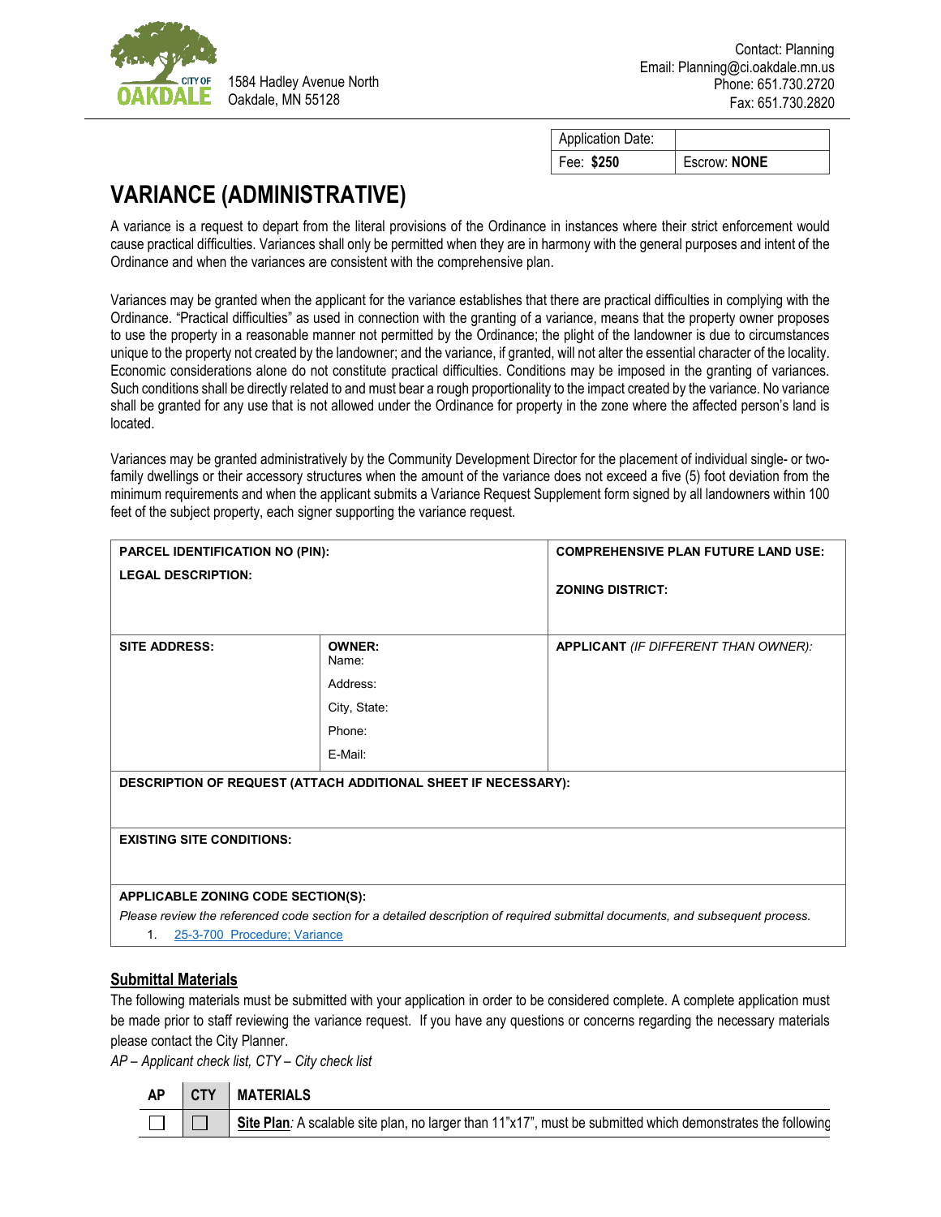CITY OF OAKDALE

1584 Hadley Avenue North
Oakdale, MN 55128

Contact: Planning
Email: Planning@ci.oakdale.mn.us
Phone: 651.730.2720
Fax: 651.730.2820

| Application Date: | |
|---|---|
| Fee: **$250** | Escrow: **NONE** |

# VARIANCE (ADMINISTRATIVE)

A variance is a request to depart from the literal provisions of the Ordinance in instances where their strict enforcement would cause practical difficulties. Variances shall only be permitted when they are in harmony with the general purposes and intent of the Ordinance and when the variances are consistent with the comprehensive plan.

Variances may be granted when the applicant for the variance establishes that there are practical difficulties in complying with the Ordinance. "Practical difficulties" as used in connection with the granting of a variance, means that the property owner proposes to use the property in a reasonable manner not permitted by the Ordinance; the plight of the landowner is due to circumstances unique to the property not created by the landowner; and the variance, if granted, will not alter the essential character of the locality. Economic considerations alone do not constitute practical difficulties. Conditions may be imposed in the granting of variances. Such conditions shall be directly related to and must bear a rough proportionality to the impact created by the variance. No variance shall be granted for any use that is not allowed under the Ordinance for property in the zone where the affected person's land is located.

Variances may be granted administratively by the Community Development Director for the placement of individual single- or two-family dwellings or their accessory structures when the amount of the variance does not exceed a five (5) foot deviation from the minimum requirements and when the applicant submits a Variance Request Supplement form signed by all landowners within 100 feet of the subject property, each signer supporting the variance request.

| **PARCEL IDENTIFICATION NO (PIN):**<br><br>**LEGAL DESCRIPTION:** | | **COMPREHENSIVE PLAN FUTURE LAND USE:**<br><br>**ZONING DISTRICT:** |
|---|---|---|
| **SITE ADDRESS:** | **OWNER:**<br>Name:<br>Address:<br>City, State:<br>Phone:<br>E-Mail: | **APPLICANT** *(IF DIFFERENT THAN OWNER):* |
| **DESCRIPTION OF REQUEST (ATTACH ADDITIONAL SHEET IF NECESSARY):** | | |
| **EXISTING SITE CONDITIONS:** | | |
| **APPLICABLE ZONING CODE SECTION(S):**<br>*Please review the referenced code section for a detailed description of required submittal documents, and subsequent process.*<br>1. 25-3-700 Procedure; Variance | | |

## Submittal Materials

The following materials must be submitted with your application in order to be considered complete. A complete application must be made prior to staff reviewing the variance request. If you have any questions or concerns regarding the necessary materials please contact the City Planner.

*AP – Applicant check list, CTY – City check list*

| AP | CTY | MATERIALS |
|---|---|---|
| ☐ | ☐ | **Site Plan***:* A scalable site plan, no larger than 11"x17", must be submitted which demonstrates the following |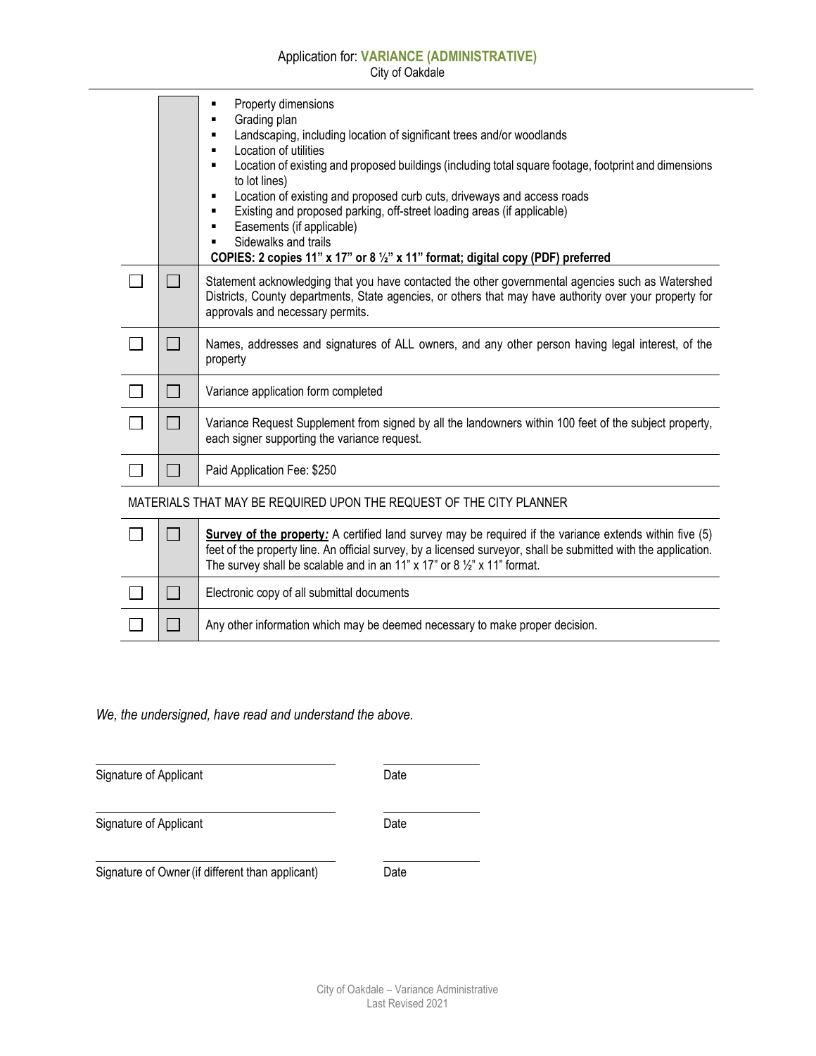Application for: **VARIANCE (ADMINISTRATIVE)**
City of Oakdale

| | | |
|---|---|---|
| | | ▪ Property dimensions<br>▪ Grading plan<br>▪ Landscaping, including location of significant trees and/or woodlands<br>▪ Location of utilities<br>▪ Location of existing and proposed buildings (including total square footage, footprint and dimensions to lot lines)<br>▪ Location of existing and proposed curb cuts, driveways and access roads<br>▪ Existing and proposed parking, off-street loading areas (if applicable)<br>▪ Easements (if applicable)<br>▪ Sidewalks and trails<br>**COPIES: 2 copies 11" x 17" or 8 ½" x 11" format; digital copy (PDF) preferred** |
| ☐ | ☐ | Statement acknowledging that you have contacted the other governmental agencies such as Watershed Districts, County departments, State agencies, or others that may have authority over your property for approvals and necessary permits. |
| ☐ | ☐ | Names, addresses and signatures of ALL owners, and any other person having legal interest, of the property |
| ☐ | ☐ | Variance application form completed |
| ☐ | ☐ | Variance Request Supplement from signed by all the landowners within 100 feet of the subject property, each signer supporting the variance request. |
| ☐ | ☐ | Paid Application Fee: $250 |

MATERIALS THAT MAY BE REQUIRED UPON THE REQUEST OF THE CITY PLANNER

| | | |
|---|---|---|
| ☐ | ☐ | **Survey of the property:** A certified land survey may be required if the variance extends within five (5) feet of the property line. An official survey, by a licensed surveyor, shall be submitted with the application. The survey shall be scalable and in an 11" x 17" or 8 ½" x 11" format. |
| ☐ | ☐ | Electronic copy of all submittal documents |
| ☐ | ☐ | Any other information which may be deemed necessary to make proper decision. |

*We, the undersigned, have read and understand the above.*

______________________________ ____________
Signature of Applicant Date

______________________________ ____________
Signature of Applicant Date

______________________________ ____________
Signature of Owner (if different than applicant) Date